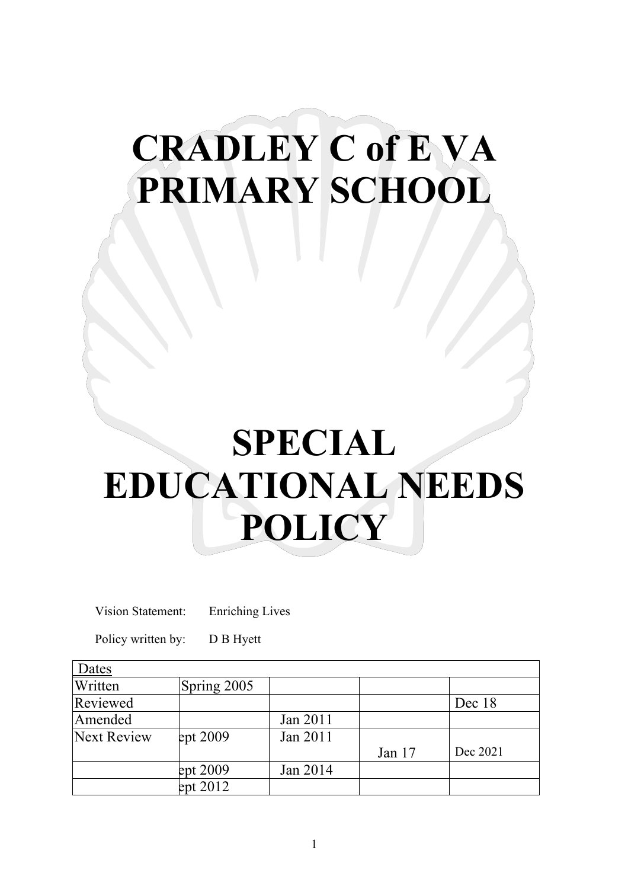# CRADLEY C of E VA PRIMARY SCHOOL

# SPECIAL EDUCATIONAL NEEDS POLICY

Vision Statement: Enriching Lives

Policy written by: D B Hyett

| Dates | | | | |
|---|---|---|---|---|
| Written | Spring 2005 | | | |
| Reviewed | | | | Dec 18 |
| Amended | | Jan 2011 | | |
| Next Review | ept 2009 | Jan 2011 | Jan 17 | Dec 2021 |
| | ept 2009 | Jan 2014 | | |
| | ept 2012 | | | |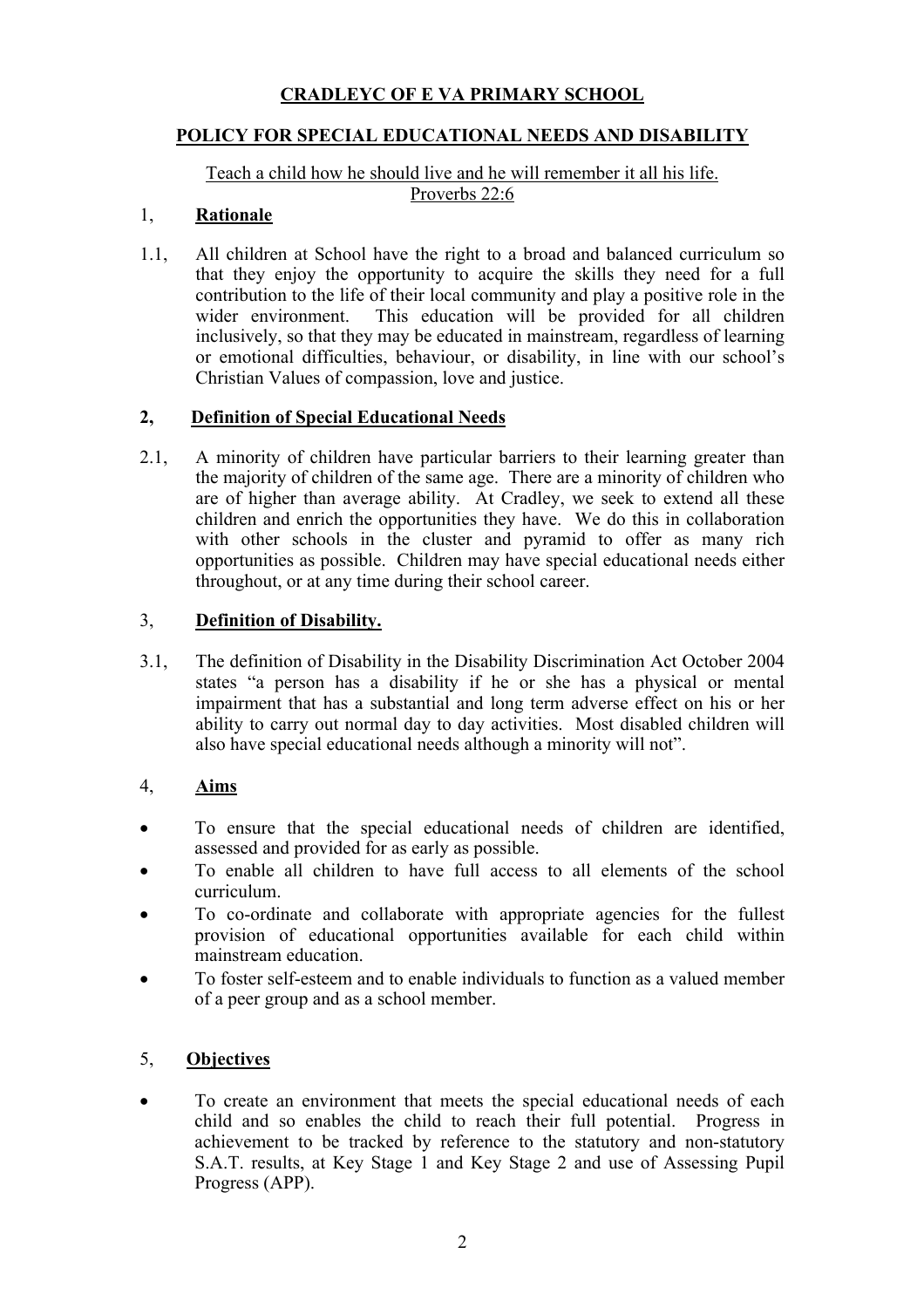**CRADLEYC OF E VA PRIMARY SCHOOL**

**POLICY FOR SPECIAL EDUCATIONAL NEEDS AND DISABILITY**

Teach a child how he should live and he will remember it all his life.
Proverbs 22:6

## 1, Rationale

1.1, All children at School have the right to a broad and balanced curriculum so that they enjoy the opportunity to acquire the skills they need for a full contribution to the life of their local community and play a positive role in the wider environment. This education will be provided for all children inclusively, so that they may be educated in mainstream, regardless of learning or emotional difficulties, behaviour, or disability, in line with our school's Christian Values of compassion, love and justice.

## 2, Definition of Special Educational Needs

2.1, A minority of children have particular barriers to their learning greater than the majority of children of the same age. There are a minority of children who are of higher than average ability. At Cradley, we seek to extend all these children and enrich the opportunities they have. We do this in collaboration with other schools in the cluster and pyramid to offer as many rich opportunities as possible. Children may have special educational needs either throughout, or at any time during their school career.

## 3, Definition of Disability.

3.1, The definition of Disability in the Disability Discrimination Act October 2004 states "a person has a disability if he or she has a physical or mental impairment that has a substantial and long term adverse effect on his or her ability to carry out normal day to day activities. Most disabled children will also have special educational needs although a minority will not".

## 4, Aims

- To ensure that the special educational needs of children are identified, assessed and provided for as early as possible.
- To enable all children to have full access to all elements of the school curriculum.
- To co-ordinate and collaborate with appropriate agencies for the fullest provision of educational opportunities available for each child within mainstream education.
- To foster self-esteem and to enable individuals to function as a valued member of a peer group and as a school member.

## 5, Objectives

- To create an environment that meets the special educational needs of each child and so enables the child to reach their full potential. Progress in achievement to be tracked by reference to the statutory and non-statutory S.A.T. results, at Key Stage 1 and Key Stage 2 and use of Assessing Pupil Progress (APP).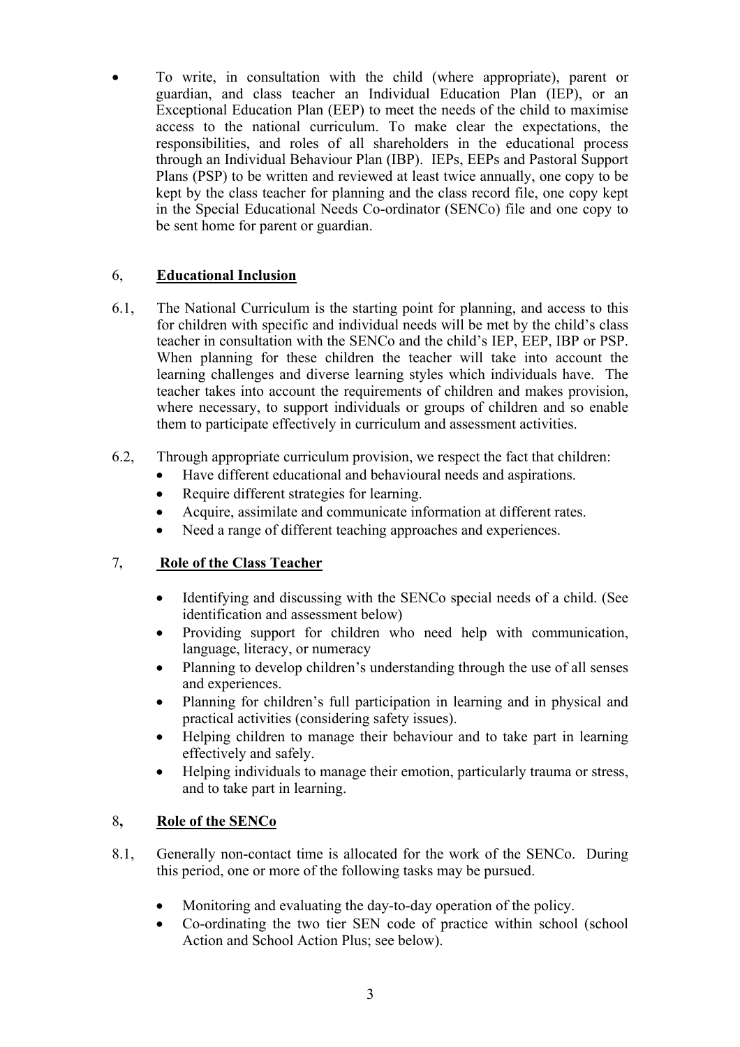- To write, in consultation with the child (where appropriate), parent or guardian, and class teacher an Individual Education Plan (IEP), or an Exceptional Education Plan (EEP) to meet the needs of the child to maximise access to the national curriculum. To make clear the expectations, the responsibilities, and roles of all shareholders in the educational process through an Individual Behaviour Plan (IBP). IEPs, EEPs and Pastoral Support Plans (PSP) to be written and reviewed at least twice annually, one copy to be kept by the class teacher for planning and the class record file, one copy kept in the Special Educational Needs Co-ordinator (SENCo) file and one copy to be sent home for parent or guardian.

## 6, **Educational Inclusion**

6.1, The National Curriculum is the starting point for planning, and access to this for children with specific and individual needs will be met by the child's class teacher in consultation with the SENCo and the child's IEP, EEP, IBP or PSP. When planning for these children the teacher will take into account the learning challenges and diverse learning styles which individuals have. The teacher takes into account the requirements of children and makes provision, where necessary, to support individuals or groups of children and so enable them to participate effectively in curriculum and assessment activities.

6.2, Through appropriate curriculum provision, we respect the fact that children:

- Have different educational and behavioural needs and aspirations.
- Require different strategies for learning.
- Acquire, assimilate and communicate information at different rates.
- Need a range of different teaching approaches and experiences.

## 7, **Role of the Class Teacher**

- Identifying and discussing with the SENCo special needs of a child. (See identification and assessment below)
- Providing support for children who need help with communication, language, literacy, or numeracy
- Planning to develop children's understanding through the use of all senses and experiences.
- Planning for children's full participation in learning and in physical and practical activities (considering safety issues).
- Helping children to manage their behaviour and to take part in learning effectively and safely.
- Helping individuals to manage their emotion, particularly trauma or stress, and to take part in learning.

## 8**,** **Role of the SENCo**

8.1, Generally non-contact time is allocated for the work of the SENCo. During this period, one or more of the following tasks may be pursued.

- Monitoring and evaluating the day-to-day operation of the policy.
- Co-ordinating the two tier SEN code of practice within school (school Action and School Action Plus; see below).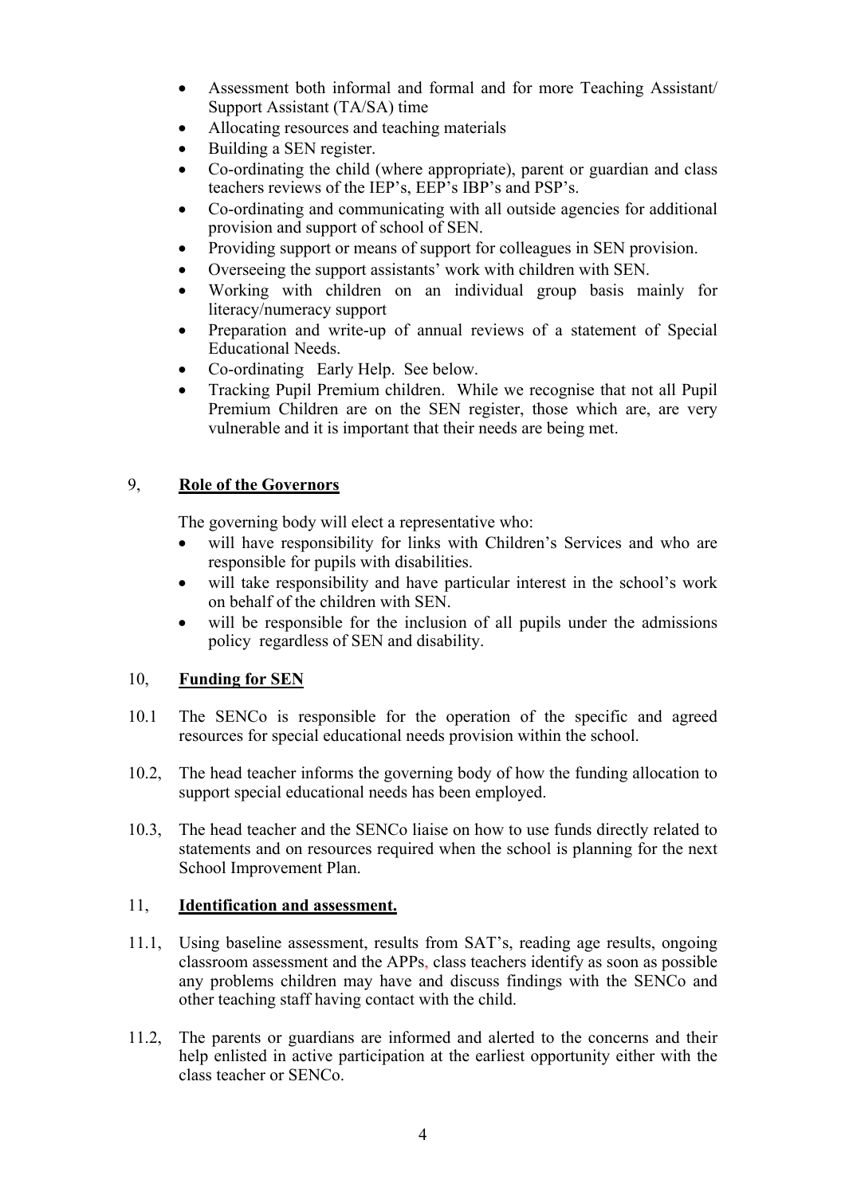- Assessment both informal and formal and for more Teaching Assistant/ Support Assistant (TA/SA) time
- Allocating resources and teaching materials
- Building a SEN register.
- Co-ordinating the child (where appropriate), parent or guardian and class teachers reviews of the IEP's, EEP's IBP's and PSP's.
- Co-ordinating and communicating with all outside agencies for additional provision and support of school of SEN.
- Providing support or means of support for colleagues in SEN provision.
- Overseeing the support assistants' work with children with SEN.
- Working with children on an individual group basis mainly for literacy/numeracy support
- Preparation and write-up of annual reviews of a statement of Special Educational Needs.
- Co-ordinating Early Help. See below.
- Tracking Pupil Premium children. While we recognise that not all Pupil Premium Children are on the SEN register, those which are, are very vulnerable and it is important that their needs are being met.

## 9, **Role of the Governors**

The governing body will elect a representative who:

- will have responsibility for links with Children's Services and who are responsible for pupils with disabilities.
- will take responsibility and have particular interest in the school's work on behalf of the children with SEN.
- will be responsible for the inclusion of all pupils under the admissions policy regardless of SEN and disability.

## 10, **Funding for SEN**

10.1 The SENCo is responsible for the operation of the specific and agreed resources for special educational needs provision within the school.

10.2, The head teacher informs the governing body of how the funding allocation to support special educational needs has been employed.

10.3, The head teacher and the SENCo liaise on how to use funds directly related to statements and on resources required when the school is planning for the next School Improvement Plan.

## 11, **Identification and assessment.**

11.1, Using baseline assessment, results from SAT's, reading age results, ongoing classroom assessment and the APPs, class teachers identify as soon as possible any problems children may have and discuss findings with the SENCo and other teaching staff having contact with the child.

11.2, The parents or guardians are informed and alerted to the concerns and their help enlisted in active participation at the earliest opportunity either with the class teacher or SENCo.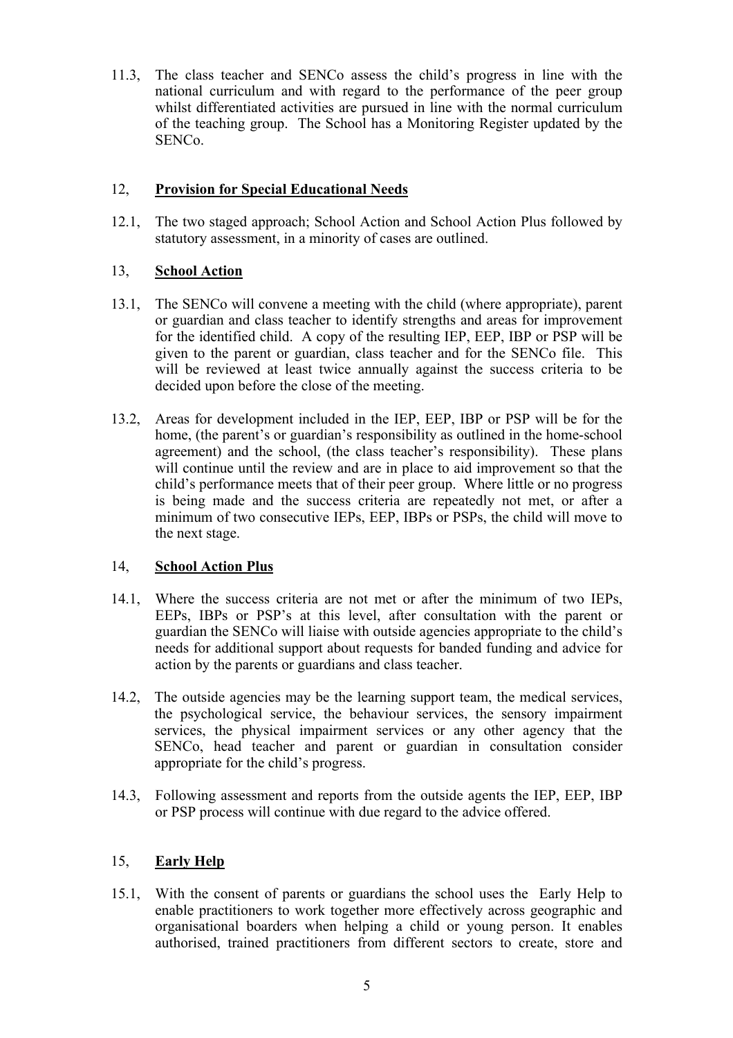11.3, The class teacher and SENCo assess the child's progress in line with the national curriculum and with regard to the performance of the peer group whilst differentiated activities are pursued in line with the normal curriculum of the teaching group. The School has a Monitoring Register updated by the SENCo.

## 12, **Provision for Special Educational Needs**

12.1, The two staged approach; School Action and School Action Plus followed by statutory assessment, in a minority of cases are outlined.

## 13, **School Action**

13.1, The SENCo will convene a meeting with the child (where appropriate), parent or guardian and class teacher to identify strengths and areas for improvement for the identified child. A copy of the resulting IEP, EEP, IBP or PSP will be given to the parent or guardian, class teacher and for the SENCo file. This will be reviewed at least twice annually against the success criteria to be decided upon before the close of the meeting.

13.2, Areas for development included in the IEP, EEP, IBP or PSP will be for the home, (the parent's or guardian's responsibility as outlined in the home-school agreement) and the school, (the class teacher's responsibility). These plans will continue until the review and are in place to aid improvement so that the child's performance meets that of their peer group. Where little or no progress is being made and the success criteria are repeatedly not met, or after a minimum of two consecutive IEPs, EEP, IBPs or PSPs, the child will move to the next stage.

## 14, **School Action Plus**

14.1, Where the success criteria are not met or after the minimum of two IEPs, EEPs, IBPs or PSP's at this level, after consultation with the parent or guardian the SENCo will liaise with outside agencies appropriate to the child's needs for additional support about requests for banded funding and advice for action by the parents or guardians and class teacher.

14.2, The outside agencies may be the learning support team, the medical services, the psychological service, the behaviour services, the sensory impairment services, the physical impairment services or any other agency that the SENCo, head teacher and parent or guardian in consultation consider appropriate for the child's progress.

14.3, Following assessment and reports from the outside agents the IEP, EEP, IBP or PSP process will continue with due regard to the advice offered.

## 15, **Early Help**

15.1, With the consent of parents or guardians the school uses the Early Help to enable practitioners to work together more effectively across geographic and organisational boarders when helping a child or young person. It enables authorised, trained practitioners from different sectors to create, store and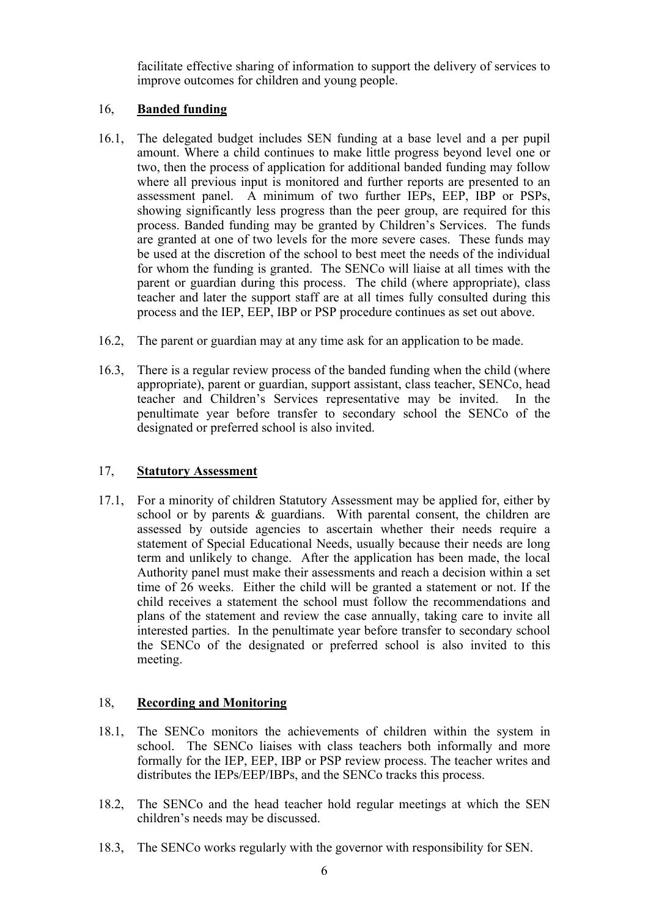facilitate effective sharing of information to support the delivery of services to improve outcomes for children and young people.

## 16, **Banded funding**

16.1, The delegated budget includes SEN funding at a base level and a per pupil amount. Where a child continues to make little progress beyond level one or two, then the process of application for additional banded funding may follow where all previous input is monitored and further reports are presented to an assessment panel. A minimum of two further IEPs, EEP, IBP or PSPs, showing significantly less progress than the peer group, are required for this process. Banded funding may be granted by Children's Services. The funds are granted at one of two levels for the more severe cases. These funds may be used at the discretion of the school to best meet the needs of the individual for whom the funding is granted. The SENCo will liaise at all times with the parent or guardian during this process. The child (where appropriate), class teacher and later the support staff are at all times fully consulted during this process and the IEP, EEP, IBP or PSP procedure continues as set out above.

16.2, The parent or guardian may at any time ask for an application to be made.

16.3, There is a regular review process of the banded funding when the child (where appropriate), parent or guardian, support assistant, class teacher, SENCo, head teacher and Children's Services representative may be invited. In the penultimate year before transfer to secondary school the SENCo of the designated or preferred school is also invited.

## 17, **Statutory Assessment**

17.1, For a minority of children Statutory Assessment may be applied for, either by school or by parents & guardians. With parental consent, the children are assessed by outside agencies to ascertain whether their needs require a statement of Special Educational Needs, usually because their needs are long term and unlikely to change. After the application has been made, the local Authority panel must make their assessments and reach a decision within a set time of 26 weeks. Either the child will be granted a statement or not. If the child receives a statement the school must follow the recommendations and plans of the statement and review the case annually, taking care to invite all interested parties. In the penultimate year before transfer to secondary school the SENCo of the designated or preferred school is also invited to this meeting.

## 18, **Recording and Monitoring**

18.1, The SENCo monitors the achievements of children within the system in school. The SENCo liaises with class teachers both informally and more formally for the IEP, EEP, IBP or PSP review process. The teacher writes and distributes the IEPs/EEP/IBPs, and the SENCo tracks this process.

18.2, The SENCo and the head teacher hold regular meetings at which the SEN children's needs may be discussed.

18.3, The SENCo works regularly with the governor with responsibility for SEN.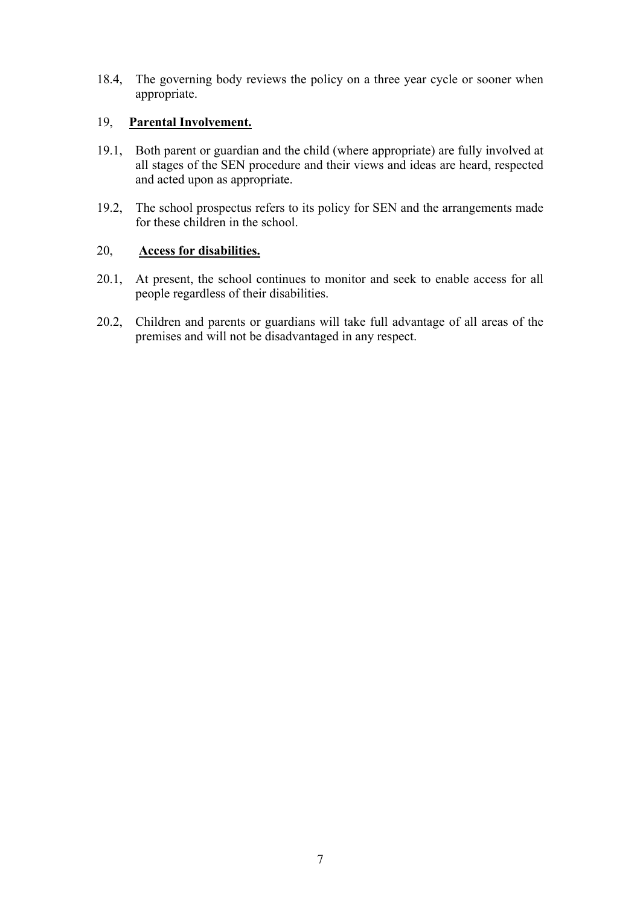18.4, The governing body reviews the policy on a three year cycle or sooner when appropriate.

19, **Parental Involvement.**

19.1, Both parent or guardian and the child (where appropriate) are fully involved at all stages of the SEN procedure and their views and ideas are heard, respected and acted upon as appropriate.

19.2, The school prospectus refers to its policy for SEN and the arrangements made for these children in the school.

20, **Access for disabilities.**

20.1, At present, the school continues to monitor and seek to enable access for all people regardless of their disabilities.

20.2, Children and parents or guardians will take full advantage of all areas of the premises and will not be disadvantaged in any respect.